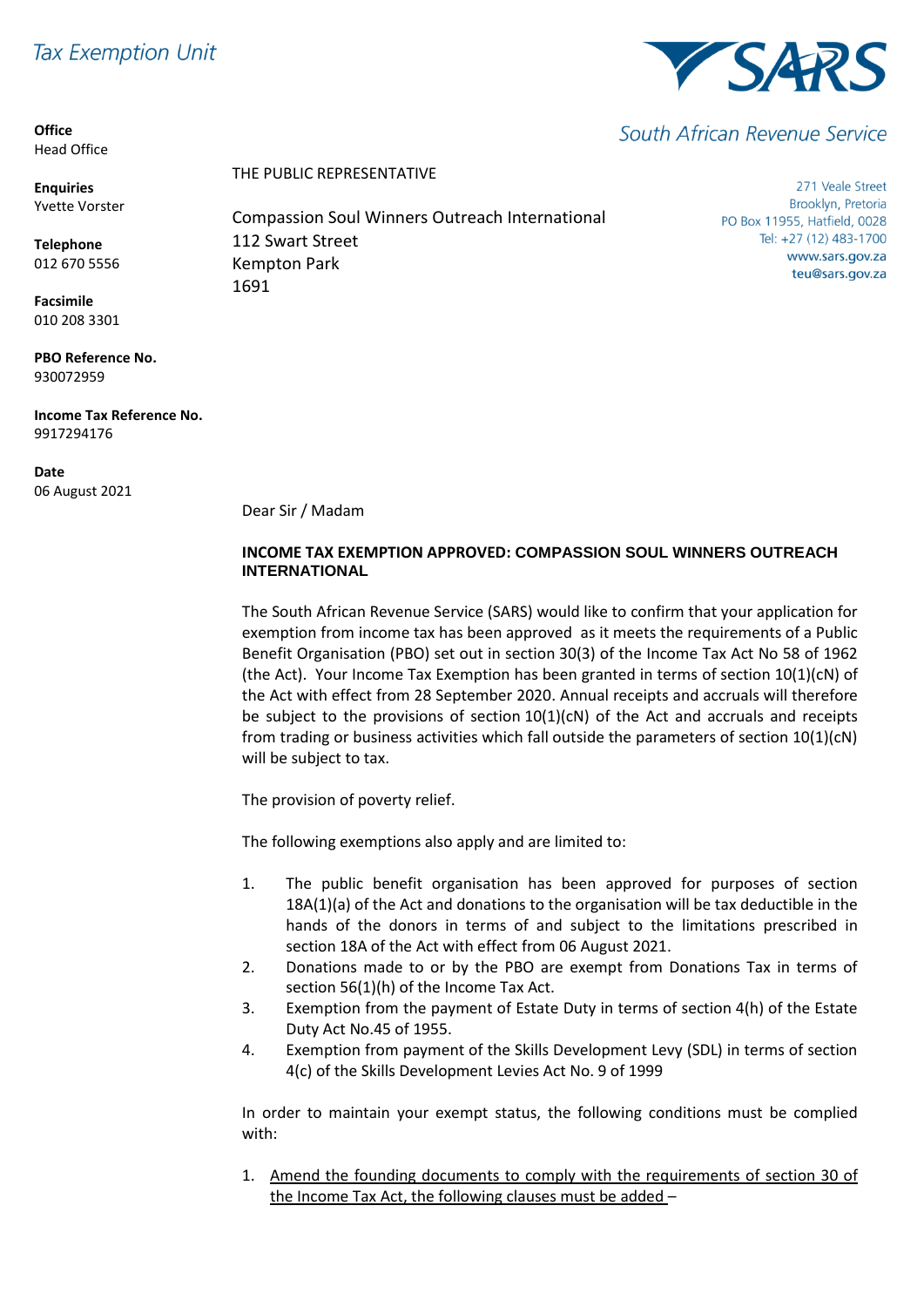Tax Exemption Unit

**SARS**

South African Revenue Service

271 Veale Street
Brooklyn, Pretoria
PO Box 11955, Hatfield, 0028
Tel: +27 (12) 483-1700
www.sars.gov.za
teu@sars.gov.za

**Office**
Head Office

**Enquiries**
Yvette Vorster

**Telephone**
012 670 5556

**Facsimile**
010 208 3301

**PBO Reference No.**
930072959

**Income Tax Reference No.**
9917294176

**Date**
06 August 2021

THE PUBLIC REPRESENTATIVE

Compassion Soul Winners Outreach International
112 Swart Street
Kempton Park
1691

Dear Sir / Madam

**INCOME TAX EXEMPTION APPROVED: COMPASSION SOUL WINNERS OUTREACH INTERNATIONAL**

The South African Revenue Service (SARS) would like to confirm that your application for exemption from income tax has been approved as it meets the requirements of a Public Benefit Organisation (PBO) set out in section 30(3) of the Income Tax Act No 58 of 1962 (the Act). Your Income Tax Exemption has been granted in terms of section 10(1)(cN) of the Act with effect from 28 September 2020. Annual receipts and accruals will therefore be subject to the provisions of section 10(1)(cN) of the Act and accruals and receipts from trading or business activities which fall outside the parameters of section 10(1)(cN) will be subject to tax.

The provision of poverty relief.

The following exemptions also apply and are limited to:

1. The public benefit organisation has been approved for purposes of section 18A(1)(a) of the Act and donations to the organisation will be tax deductible in the hands of the donors in terms of and subject to the limitations prescribed in section 18A of the Act with effect from 06 August 2021.
2. Donations made to or by the PBO are exempt from Donations Tax in terms of section 56(1)(h) of the Income Tax Act.
3. Exemption from the payment of Estate Duty in terms of section 4(h) of the Estate Duty Act No.45 of 1955.
4. Exemption from payment of the Skills Development Levy (SDL) in terms of section 4(c) of the Skills Development Levies Act No. 9 of 1999

In order to maintain your exempt status, the following conditions must be complied with:

1. <u>Amend the founding documents to comply with the requirements of section 30 of the Income Tax Act, the following clauses must be added</u> –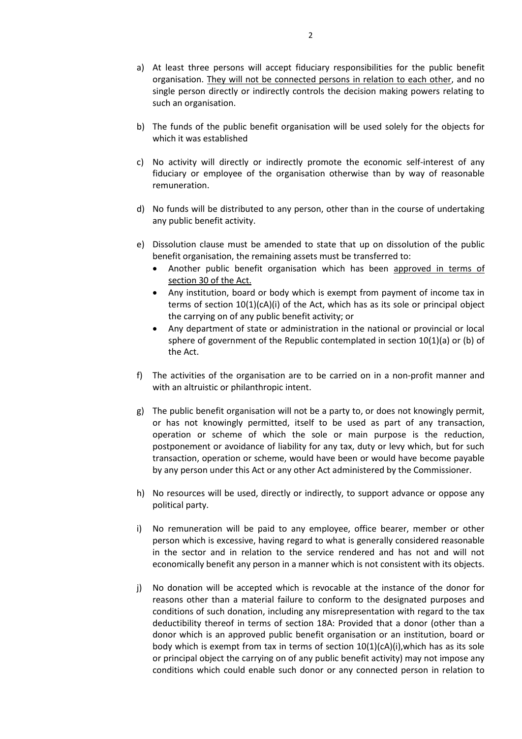a) At least three persons will accept fiduciary responsibilities for the public benefit organisation. <u>They will not be connected persons in relation to each other</u>, and no single person directly or indirectly controls the decision making powers relating to such an organisation.

b) The funds of the public benefit organisation will be used solely for the objects for which it was established

c) No activity will directly or indirectly promote the economic self-interest of any fiduciary or employee of the organisation otherwise than by way of reasonable remuneration.

d) No funds will be distributed to any person, other than in the course of undertaking any public benefit activity.

e) Dissolution clause must be amended to state that up on dissolution of the public benefit organisation, the remaining assets must be transferred to:
   - Another public benefit organisation which has been <u>approved in terms of section 30 of the Act.</u>
   - Any institution, board or body which is exempt from payment of income tax in terms of section 10(1)(cA)(i) of the Act, which has as its sole or principal object the carrying on of any public benefit activity; or
   - Any department of state or administration in the national or provincial or local sphere of government of the Republic contemplated in section 10(1)(a) or (b) of the Act.

f) The activities of the organisation are to be carried on in a non-profit manner and with an altruistic or philanthropic intent.

g) The public benefit organisation will not be a party to, or does not knowingly permit, or has not knowingly permitted, itself to be used as part of any transaction, operation or scheme of which the sole or main purpose is the reduction, postponement or avoidance of liability for any tax, duty or levy which, but for such transaction, operation or scheme, would have been or would have become payable by any person under this Act or any other Act administered by the Commissioner.

h) No resources will be used, directly or indirectly, to support advance or oppose any political party.

i) No remuneration will be paid to any employee, office bearer, member or other person which is excessive, having regard to what is generally considered reasonable in the sector and in relation to the service rendered and has not and will not economically benefit any person in a manner which is not consistent with its objects.

j) No donation will be accepted which is revocable at the instance of the donor for reasons other than a material failure to conform to the designated purposes and conditions of such donation, including any misrepresentation with regard to the tax deductibility thereof in terms of section 18A: Provided that a donor (other than a donor which is an approved public benefit organisation or an institution, board or body which is exempt from tax in terms of section 10(1)(cA)(i),which has as its sole or principal object the carrying on of any public benefit activity) may not impose any conditions which could enable such donor or any connected person in relation to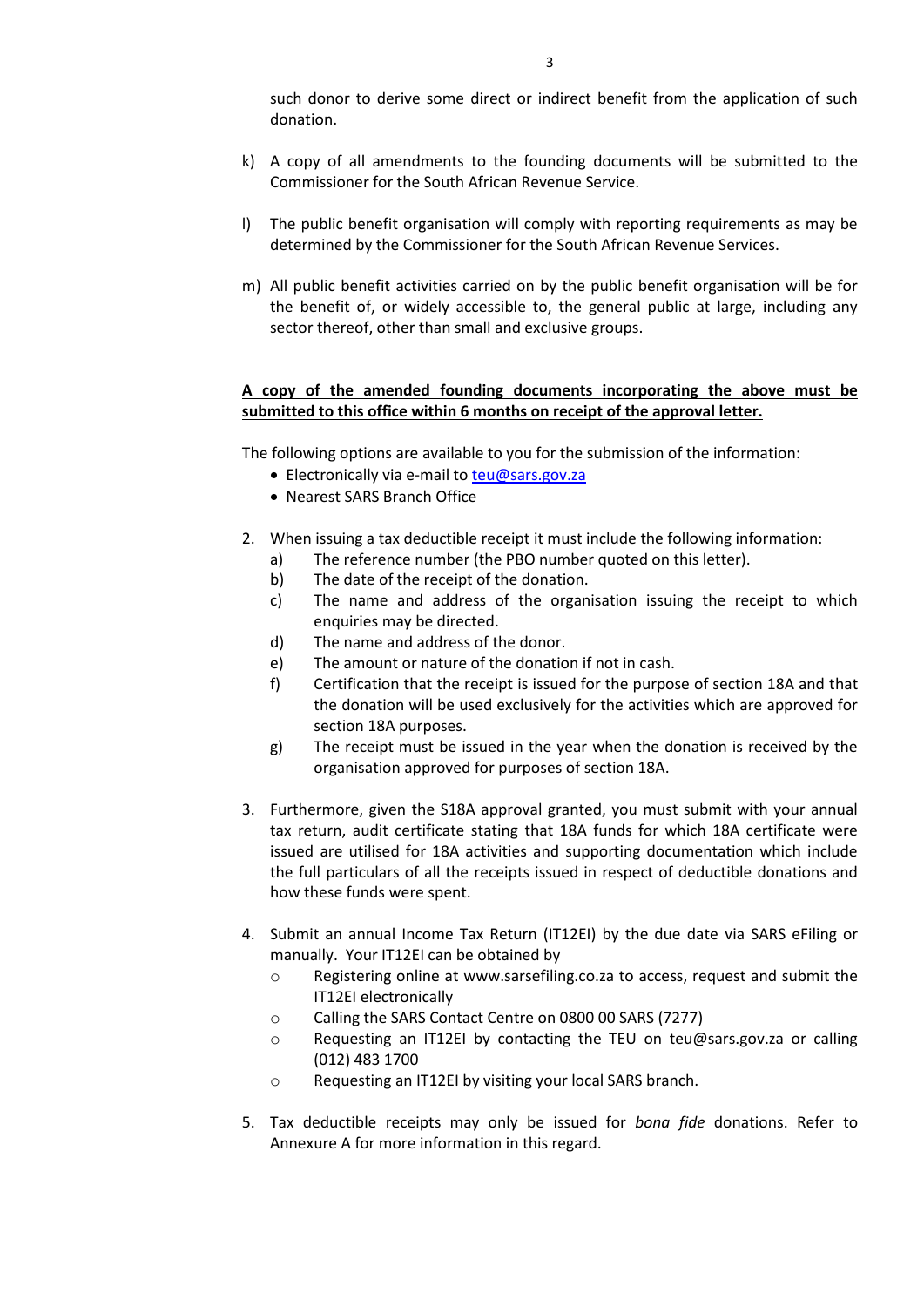such donor to derive some direct or indirect benefit from the application of such donation.

k) A copy of all amendments to the founding documents will be submitted to the Commissioner for the South African Revenue Service.

l) The public benefit organisation will comply with reporting requirements as may be determined by the Commissioner for the South African Revenue Services.

m) All public benefit activities carried on by the public benefit organisation will be for the benefit of, or widely accessible to, the general public at large, including any sector thereof, other than small and exclusive groups.

**<u>A copy of the amended founding documents incorporating the above must be submitted to this office within 6 months on receipt of the approval letter.</u>**

The following options are available to you for the submission of the information:

- Electronically via e-mail to [teu@sars.gov.za](mailto:teu@sars.gov.za)
- Nearest SARS Branch Office

2. When issuing a tax deductible receipt it must include the following information:
   a) The reference number (the PBO number quoted on this letter).
   b) The date of the receipt of the donation.
   c) The name and address of the organisation issuing the receipt to which enquiries may be directed.
   d) The name and address of the donor.
   e) The amount or nature of the donation if not in cash.
   f) Certification that the receipt is issued for the purpose of section 18A and that the donation will be used exclusively for the activities which are approved for section 18A purposes.
   g) The receipt must be issued in the year when the donation is received by the organisation approved for purposes of section 18A.

3. Furthermore, given the S18A approval granted, you must submit with your annual tax return, audit certificate stating that 18A funds for which 18A certificate were issued are utilised for 18A activities and supporting documentation which include the full particulars of all the receipts issued in respect of deductible donations and how these funds were spent.

4. Submit an annual Income Tax Return (IT12EI) by the due date via SARS eFiling or manually. Your IT12EI can be obtained by
   - Registering online at www.sarsefiling.co.za to access, request and submit the IT12EI electronically
   - Calling the SARS Contact Centre on 0800 00 SARS (7277)
   - Requesting an IT12EI by contacting the TEU on teu@sars.gov.za or calling (012) 483 1700
   - Requesting an IT12EI by visiting your local SARS branch.

5. Tax deductible receipts may only be issued for *bona fide* donations. Refer to Annexure A for more information in this regard.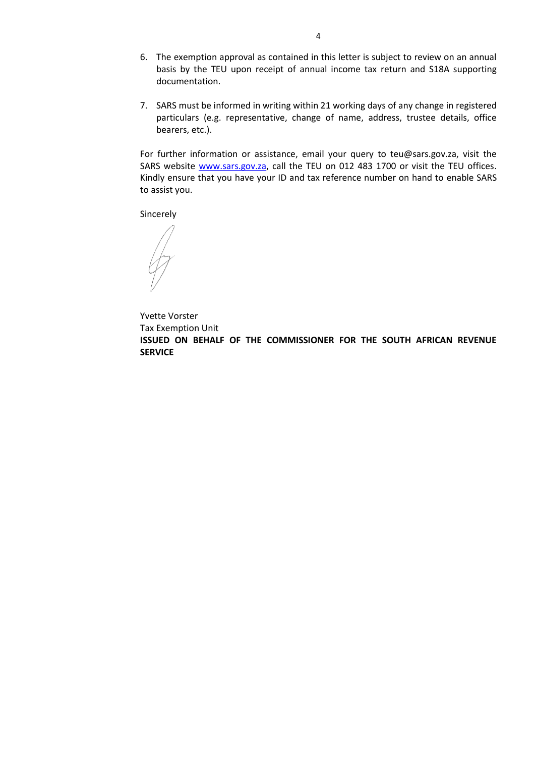6. The exemption approval as contained in this letter is subject to review on an annual basis by the TEU upon receipt of annual income tax return and S18A supporting documentation.

7. SARS must be informed in writing within 21 working days of any change in registered particulars (e.g. representative, change of name, address, trustee details, office bearers, etc.).

For further information or assistance, email your query to teu@sars.gov.za, visit the SARS website [www.sars.gov.za](http://www.sars.gov.za), call the TEU on 012 483 1700 or visit the TEU offices. Kindly ensure that you have your ID and tax reference number on hand to enable SARS to assist you.

Sincerely

Yvette Vorster
Tax Exemption Unit
**ISSUED ON BEHALF OF THE COMMISSIONER FOR THE SOUTH AFRICAN REVENUE SERVICE**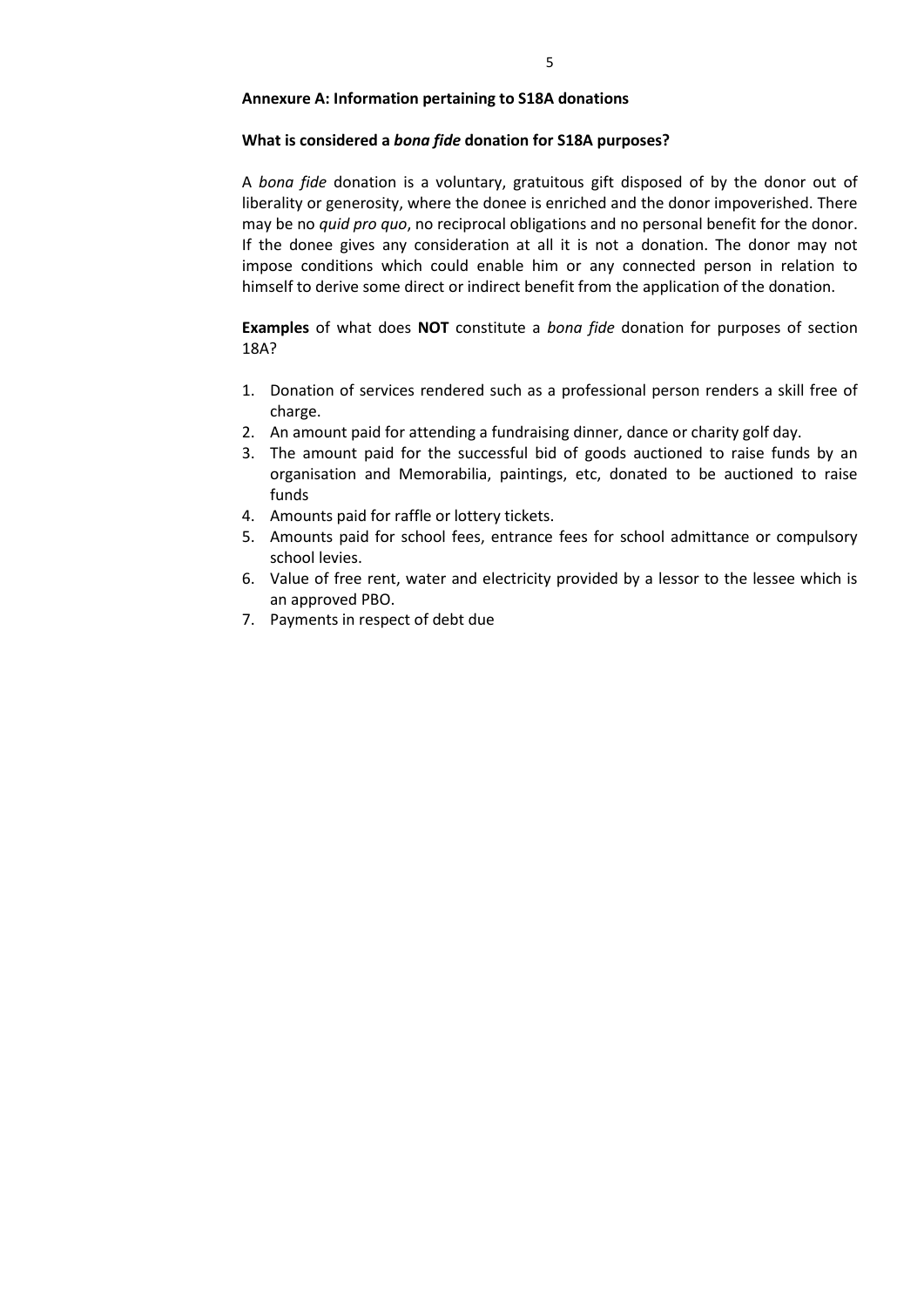**Annexure A: Information pertaining to S18A donations**

**What is considered a *bona fide* donation for S18A purposes?**

A *bona fide* donation is a voluntary, gratuitous gift disposed of by the donor out of liberality or generosity, where the donee is enriched and the donor impoverished. There may be no *quid pro quo*, no reciprocal obligations and no personal benefit for the donor. If the donee gives any consideration at all it is not a donation. The donor may not impose conditions which could enable him or any connected person in relation to himself to derive some direct or indirect benefit from the application of the donation.

**Examples** of what does **NOT** constitute a *bona fide* donation for purposes of section 18A?

1. Donation of services rendered such as a professional person renders a skill free of charge.
2. An amount paid for attending a fundraising dinner, dance or charity golf day.
3. The amount paid for the successful bid of goods auctioned to raise funds by an organisation and Memorabilia, paintings, etc, donated to be auctioned to raise funds
4. Amounts paid for raffle or lottery tickets.
5. Amounts paid for school fees, entrance fees for school admittance or compulsory school levies.
6. Value of free rent, water and electricity provided by a lessor to the lessee which is an approved PBO.
7. Payments in respect of debt due